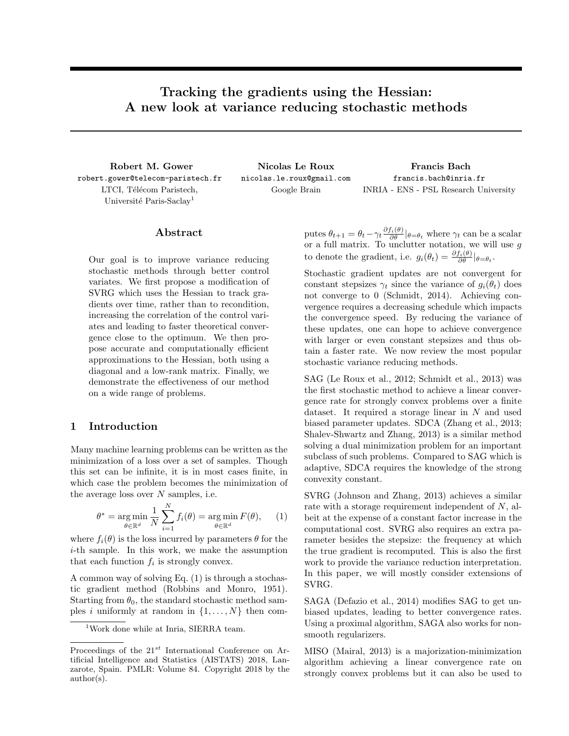# Tracking the gradients using the Hessian: A new look at variance reducing stochastic methods

**Robert M. Gower**
robert.gower@telecom-paristech.fr
LTCI, Télécom Paristech, Université Paris-Saclay[1]

**Nicolas Le Roux**
nicolas.le.roux@gmail.com
Google Brain

**Francis Bach**
francis.bach@inria.fr
INRIA - ENS - PSL Research University

## Abstract

Our goal is to improve variance reducing stochastic methods through better control variates. We first propose a modification of SVRG which uses the Hessian to track gradients over time, rather than to recondition, increasing the correlation of the control variates and leading to faster theoretical convergence close to the optimum. We then propose accurate and computationally efficient approximations to the Hessian, both using a diagonal and a low-rank matrix. Finally, we demonstrate the effectiveness of our method on a wide range of problems.

## 1 Introduction

Many machine learning problems can be written as the minimization of a loss over a set of samples. Though this set can be infinite, it is in most cases finite, in which case the problem becomes the minimization of the average loss over $N$ samples, i.e.

$$\theta^* = \arg\min_{\theta \in \mathbb{R}^d} \frac{1}{N} \sum_{i=1}^{N} f_i(\theta) = \arg\min_{\theta \in \mathbb{R}^d} F(\theta), \qquad (1)$$

where $f_i(\theta)$ is the loss incurred by parameters $\theta$ for the $i$-th sample. In this work, we make the assumption that each function $f_i$ is strongly convex.

A common way of solving Eq. (1) is through a stochastic gradient method (Robbins and Monro, 1951). Starting from $\theta_0$, the standard stochastic method samples $i$ uniformly at random in $\{1, \ldots, N\}$ then computes $\theta_{t+1} = \theta_t - \gamma_t \frac{\partial f_i(\theta)}{\partial \theta}|_{\theta=\theta_t}$ where $\gamma_t$ can be a scalar or a full matrix. To unclutter notation, we will use $g$ to denote the gradient, i.e. $g_i(\theta_t) = \frac{\partial f_i(\theta)}{\partial \theta}|_{\theta=\theta_t}$.

Stochastic gradient updates are not convergent for constant stepsizes $\gamma_t$ since the variance of $g_i(\theta_t)$ does not converge to 0 (Schmidt, 2014). Achieving convergence requires a decreasing schedule which impacts the convergence speed. By reducing the variance of these updates, one can hope to achieve convergence with larger or even constant stepsizes and thus obtain a faster rate. We now review the most popular stochastic variance reducing methods.

SAG (Le Roux et al., 2012; Schmidt et al., 2013) was the first stochastic method to achieve a linear convergence rate for strongly convex problems over a finite dataset. It required a storage linear in $N$ and used biased parameter updates. SDCA (Zhang et al., 2013; Shalev-Shwartz and Zhang, 2013) is a similar method solving a dual minimization problem for an important subclass of such problems. Compared to SAG which is adaptive, SDCA requires the knowledge of the strong convexity constant.

SVRG (Johnson and Zhang, 2013) achieves a similar rate with a storage requirement independent of $N$, albeit at the expense of a constant factor increase in the computational cost. SVRG also requires an extra parameter besides the stepsize: the frequency at which the true gradient is recomputed. This is also the first work to provide the variance reduction interpretation. In this paper, we will mostly consider extensions of SVRG.

SAGA (Defazio et al., 2014) modifies SAG to get unbiased updates, leading to better convergence rates. Using a proximal algorithm, SAGA also works for nonsmooth regularizers.

MISO (Mairal, 2013) is a majorization-minimization algorithm achieving a linear convergence rate on strongly convex problems but it can also be used to

[1] Work done while at Inria, SIERRA team.

Proceedings of the 21$^{st}$ International Conference on Artificial Intelligence and Statistics (AISTATS) 2018, Lanzarote, Spain. PMLR: Volume 84. Copyright 2018 by the author(s).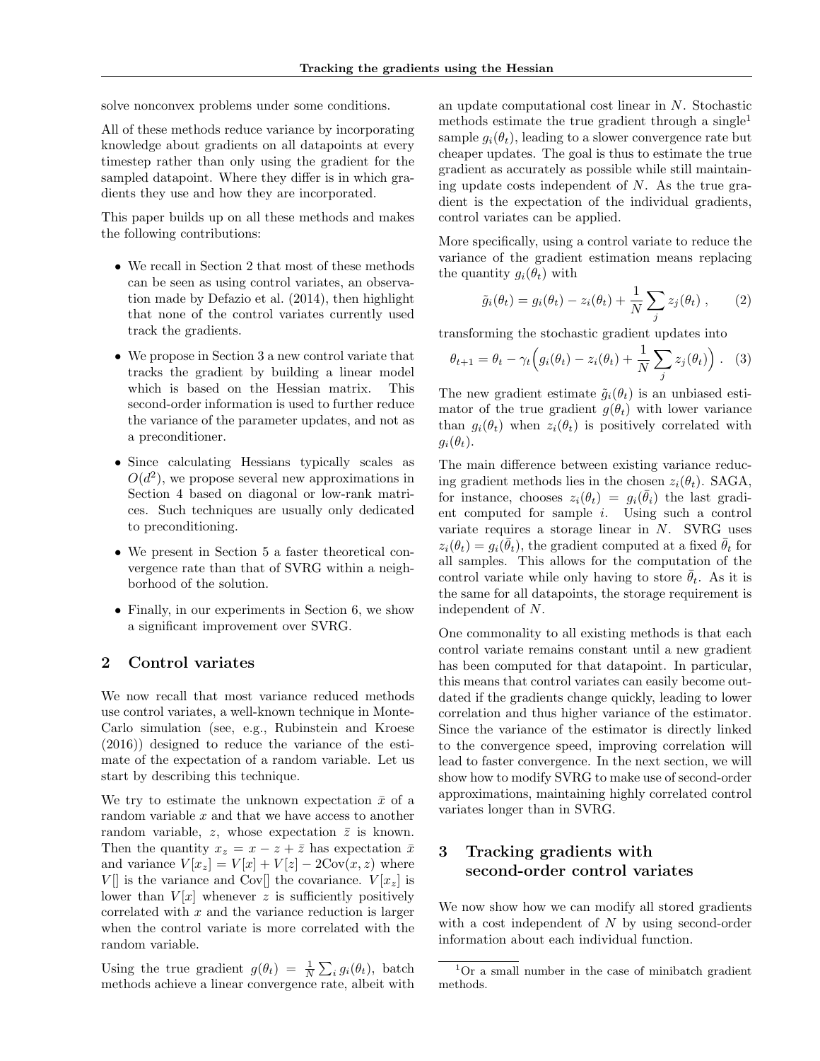solve nonconvex problems under some conditions.

All of these methods reduce variance by incorporating knowledge about gradients on all datapoints at every timestep rather than only using the gradient for the sampled datapoint. Where they differ is in which gradients they use and how they are incorporated.

This paper builds up on all these methods and makes the following contributions:

- We recall in Section 2 that most of these methods can be seen as using control variates, an observation made by Defazio et al. (2014), then highlight that none of the control variates currently used track the gradients.
- We propose in Section 3 a new control variate that tracks the gradient by building a linear model which is based on the Hessian matrix. This second-order information is used to further reduce the variance of the parameter updates, and not as a preconditioner.
- Since calculating Hessians typically scales as $O(d^2)$, we propose several new approximations in Section 4 based on diagonal or low-rank matrices. Such techniques are usually only dedicated to preconditioning.
- We present in Section 5 a faster theoretical convergence rate than that of SVRG within a neighborhood of the solution.
- Finally, in our experiments in Section 6, we show a significant improvement over SVRG.

## 2 Control variates

We now recall that most variance reduced methods use control variates, a well-known technique in Monte-Carlo simulation (see, e.g., Rubinstein and Kroese (2016)) designed to reduce the variance of the estimate of the expectation of a random variable. Let us start by describing this technique.

We try to estimate the unknown expectation $\bar{x}$ of a random variable $x$ and that we have access to another random variable, $z$, whose expectation $\bar{z}$ is known. Then the quantity $x_z = x - z + \bar{z}$ has expectation $\bar{x}$ and variance $V[x_z] = V[x] + V[z] - 2\text{Cov}(x, z)$ where $V[]$ is the variance and Cov[] the covariance. $V[x_z]$ is lower than $V[x]$ whenever $z$ is sufficiently positively correlated with $x$ and the variance reduction is larger when the control variate is more correlated with the random variable.

Using the true gradient $g(\theta_t) = \frac{1}{N}\sum_i g_i(\theta_t)$, batch methods achieve a linear convergence rate, albeit with an update computational cost linear in $N$. Stochastic methods estimate the true gradient through a single[1] sample $g_i(\theta_t)$, leading to a slower convergence rate but cheaper updates. The goal is thus to estimate the true gradient as accurately as possible while still maintaining update costs independent of $N$. As the true gradient is the expectation of the individual gradients, control variates can be applied.

More specifically, using a control variate to reduce the variance of the gradient estimation means replacing the quantity $g_i(\theta_t)$ with

$$\tilde{g}_i(\theta_t) = g_i(\theta_t) - z_i(\theta_t) + \frac{1}{N}\sum_j z_j(\theta_t) \;, \qquad (2)$$

transforming the stochastic gradient updates into

$$\theta_{t+1} = \theta_t - \gamma_t\Big(g_i(\theta_t) - z_i(\theta_t) + \frac{1}{N}\sum_j z_j(\theta_t)\Big) \;. \quad (3)$$

The new gradient estimate $\tilde{g}_i(\theta_t)$ is an unbiased estimator of the true gradient $g(\theta_t)$ with lower variance than $g_i(\theta_t)$ when $z_i(\theta_t)$ is positively correlated with $g_i(\theta_t)$.

The main difference between existing variance reducing gradient methods lies in the chosen $z_i(\theta_t)$. SAGA, for instance, chooses $z_i(\theta_t) = g_i(\bar{\theta}_i)$ the last gradient computed for sample $i$. Using such a control variate requires a storage linear in $N$. SVRG uses $z_i(\theta_t) = g_i(\bar{\theta}_t)$, the gradient computed at a fixed $\bar{\theta}_t$ for all samples. This allows for the computation of the control variate while only having to store $\bar{\theta}_t$. As it is the same for all datapoints, the storage requirement is independent of $N$.

One commonality to all existing methods is that each control variate remains constant until a new gradient has been computed for that datapoint. In particular, this means that control variates can easily become outdated if the gradients change quickly, leading to lower correlation and thus higher variance of the estimator. Since the variance of the estimator is directly linked to the convergence speed, improving correlation will lead to faster convergence. In the next section, we will show how to modify SVRG to make use of second-order approximations, maintaining highly correlated control variates longer than in SVRG.

## 3 Tracking gradients with second-order control variates

We now show how we can modify all stored gradients with a cost independent of $N$ by using second-order information about each individual function.

[1] Or a small number in the case of minibatch gradient methods.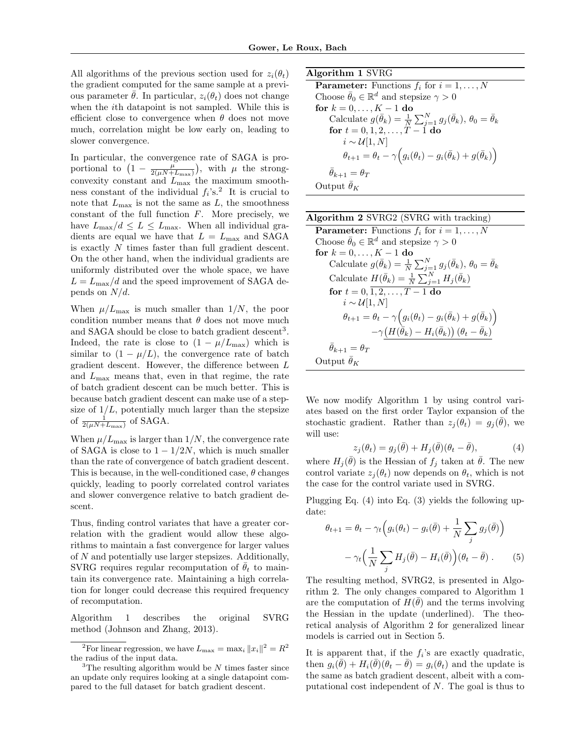All algorithms of the previous section used for $z_i(\theta_t)$ the gradient computed for the same sample at a previous parameter $\bar{\theta}$. In particular, $z_i(\theta_t)$ does not change when the $i$th datapoint is not sampled. While this is efficient close to convergence when $\theta$ does not move much, correlation might be low early on, leading to slower convergence.

In particular, the convergence rate of SAGA is proportional to $\left(1 - \frac{\mu}{2(\mu N + L_{\max})}\right)$, with $\mu$ the strong-convexity constant and $L_{\max}$ the maximum smoothness constant of the individual $f_i$'s.[2] It is crucial to note that $L_{\max}$ is not the same as $L$, the smoothness constant of the full function $F$. More precisely, we have $L_{\max}/d \leq L \leq L_{\max}$. When all individual gradients are equal we have that $L = L_{\max}$ and SAGA is exactly $N$ times faster than full gradient descent. On the other hand, when the individual gradients are uniformly distributed over the whole space, we have $L = L_{\max}/d$ and the speed improvement of SAGA depends on $N/d$.

When $\mu/L_{\max}$ is much smaller than $1/N$, the poor condition number means that $\theta$ does not move much and SAGA should be close to batch gradient descent[3]. Indeed, the rate is close to $(1 - \mu/L_{\max})$ which is similar to $(1 - \mu/L)$, the convergence rate of batch gradient descent. However, the difference between $L$ and $L_{\max}$ means that, even in that regime, the rate of batch gradient descent can be much better. This is because batch gradient descent can make use of a stepsize of $1/L$, potentially much larger than the stepsize of $\frac{1}{2(\mu N + L_{\max})}$ of SAGA.

When $\mu/L_{\max}$ is larger than $1/N$, the convergence rate of SAGA is close to $1 - 1/2N$, which is much smaller than the rate of convergence of batch gradient descent. This is because, in the well-conditioned case, $\theta$ changes quickly, leading to poorly correlated control variates and slower convergence relative to batch gradient descent.

Thus, finding control variates that have a greater correlation with the gradient would allow these algorithms to maintain a fast convergence for larger values of $N$ and potentially use larger stepsizes. Additionally, SVRG requires regular recomputation of $\bar{\theta}_t$ to maintain its convergence rate. Maintaining a high correlation for longer could decrease this required frequency of recomputation.

Algorithm 1 describes the original SVRG method (Johnson and Zhang, 2013).

[2] For linear regression, we have $L_{\max} = \max_i \|x_i\|^2 = R^2$ the radius of the input data.

[3] The resulting algorithm would be $N$ times faster since an update only requires looking at a single datapoint compared to the full dataset for batch gradient descent.

**Algorithm 1** SVRG

```
Parameter: Functions f_i for i = 1, ..., N
Choose θ̄_0 ∈ R^d and stepsize γ > 0
for k = 0, ..., K − 1 do
    Calculate g(θ̄_k) = (1/N) Σ_{j=1}^N g_j(θ̄_k), θ_0 = θ̄_k
    for t = 0, 1, 2, ..., T − 1 do
        i ~ U[1, N]
        θ_{t+1} = θ_t − γ( g_i(θ_t) − g_i(θ̄_k) + g(θ̄_k) )
    θ̄_{k+1} = θ_T
Output θ̄_K
```

**Algorithm 2** SVRG2 (SVRG with tracking)

```
Parameter: Functions f_i for i = 1, ..., N
Choose θ̄_0 ∈ R^d and stepsize γ > 0
for k = 0, ..., K − 1 do
    Calculate g(θ̄_k) = (1/N) Σ_{j=1}^N g_j(θ̄_k), θ_0 = θ̄_k
    Calculate H(θ̄_k) = (1/N) Σ_{j=1}^N H_j(θ̄_k)
    for t = 0, 1, 2, ..., T − 1 do
        i ~ U[1, N]
        θ_{t+1} = θ_t − γ( g_i(θ_t) − g_i(θ̄_k) + g(θ̄_k) )
                  − γ( H(θ̄_k) − H_i(θ̄_k) ) (θ_t − θ̄_k)
    θ̄_{k+1} = θ_T
Output θ̄_K
```

We now modify Algorithm 1 by using control variates based on the first order Taylor expansion of the stochastic gradient. Rather than $z_j(\theta_t) = g_j(\bar{\theta})$, we will use:

$$z_j(\theta_t) = g_j(\bar{\theta}) + H_j(\bar{\theta})(\theta_t - \bar{\theta}), \tag{4}$$

where $H_j(\bar{\theta})$ is the Hessian of $f_j$ taken at $\bar{\theta}$. The new control variate $z_j(\theta_t)$ now depends on $\theta_t$, which is not the case for the control variate used in SVRG.

Plugging Eq. (4) into Eq. (3) yields the following update:

$$\theta_{t+1} = \theta_t - \gamma_t\Big(g_i(\theta_t) - g_i(\bar{\theta}) + \frac{1}{N}\sum_j g_j(\bar{\theta})\Big) - \gamma_t\Big(\frac{1}{N}\sum_j H_j(\bar{\theta}) - H_i(\bar{\theta})\Big)(\theta_t - \bar{\theta})\,. \tag{5}$$

The resulting method, SVRG2, is presented in Algorithm 2. The only changes compared to Algorithm 1 are the computation of $H(\bar{\theta})$ and the terms involving the Hessian in the update (underlined). The theoretical analysis of Algorithm 2 for generalized linear models is carried out in Section 5.

It is apparent that, if the $f_i$'s are exactly quadratic, then $g_i(\bar{\theta}) + H_i(\bar{\theta})(\theta_t - \bar{\theta}) = g_i(\theta_t)$ and the update is the same as batch gradient descent, albeit with a computational cost independent of $N$. The goal is thus to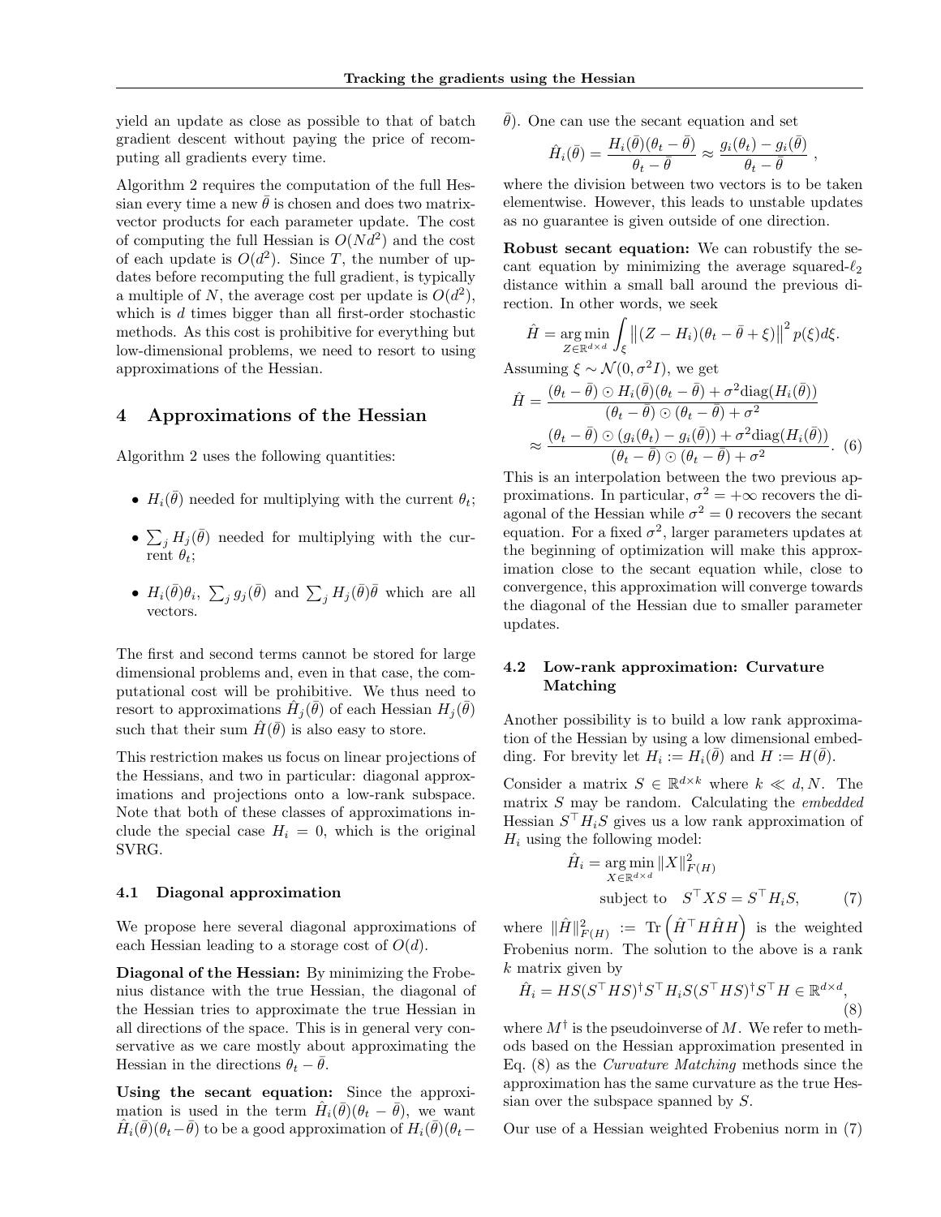yield an update as close as possible to that of batch gradient descent without paying the price of recomputing all gradients every time.

Algorithm 2 requires the computation of the full Hessian every time a new $\bar{\theta}$ is chosen and does two matrix-vector products for each parameter update. The cost of computing the full Hessian is $O(Nd^2)$ and the cost of each update is $O(d^2)$. Since $T$, the number of updates before recomputing the full gradient, is typically a multiple of $N$, the average cost per update is $O(d^2)$, which is $d$ times bigger than all first-order stochastic methods. As this cost is prohibitive for everything but low-dimensional problems, we need to resort to using approximations of the Hessian.

# 4 Approximations of the Hessian

Algorithm 2 uses the following quantities:

- $H_i(\bar{\theta})$ needed for multiplying with the current $\theta_t$;
- $\sum_j H_j(\bar{\theta})$ needed for multiplying with the current $\theta_t$;
- $H_i(\bar{\theta})\theta_i$, $\sum_j g_j(\bar{\theta})$ and $\sum_j H_j(\bar{\theta})\bar{\theta}$ which are all vectors.

The first and second terms cannot be stored for large dimensional problems and, even in that case, the computational cost will be prohibitive. We thus need to resort to approximations $\hat{H}_j(\bar{\theta})$ of each Hessian $H_j(\bar{\theta})$ such that their sum $\hat{H}(\bar{\theta})$ is also easy to store.

This restriction makes us focus on linear projections of the Hessians, and two in particular: diagonal approximations and projections onto a low-rank subspace. Note that both of these classes of approximations include the special case $H_i = 0$, which is the original SVRG.

## 4.1 Diagonal approximation

We propose here several diagonal approximations of each Hessian leading to a storage cost of $O(d)$.

**Diagonal of the Hessian:** By minimizing the Frobenius distance with the true Hessian, the diagonal of the Hessian tries to approximate the true Hessian in all directions of the space. This is in general very conservative as we care mostly about approximating the Hessian in the directions $\theta_t - \bar{\theta}$.

**Using the secant equation:** Since the approximation is used in the term $\hat{H}_i(\bar{\theta})(\theta_t - \bar{\theta})$, we want $\hat{H}_i(\bar{\theta})(\theta_t - \bar{\theta})$ to be a good approximation of $H_i(\bar{\theta})(\theta_t - \bar{\theta})$. One can use the secant equation and set

$$\hat{H}_i(\bar{\theta}) = \frac{H_i(\bar{\theta})(\theta_t - \bar{\theta})}{\theta_t - \bar{\theta}} \approx \frac{g_i(\theta_t) - g_i(\bar{\theta})}{\theta_t - \bar{\theta}} ,$$

where the division between two vectors is to be taken elementwise. However, this leads to unstable updates as no guarantee is given outside of one direction.

**Robust secant equation:** We can robustify the secant equation by minimizing the average squared-$\ell_2$ distance within a small ball around the previous direction. In other words, we seek

$$\hat{H} = \underset{Z \in \mathbb{R}^{d\times d}}{\arg\min} \int_\xi \left\|(Z - H_i)(\theta_t - \bar{\theta} + \xi)\right\|^2 p(\xi)d\xi.$$

Assuming $\xi \sim \mathcal{N}(0, \sigma^2 I)$, we get

$$\begin{aligned}
\hat{H} &= \frac{(\theta_t - \bar{\theta}) \odot H_i(\bar{\theta})(\theta_t - \bar{\theta}) + \sigma^2 \mathrm{diag}(H_i(\bar{\theta}))}{(\theta_t - \bar{\theta}) \odot (\theta_t - \bar{\theta}) + \sigma^2} \\
&\approx \frac{(\theta_t - \bar{\theta}) \odot (g_i(\theta_t) - g_i(\bar{\theta})) + \sigma^2 \mathrm{diag}(H_i(\bar{\theta}))}{(\theta_t - \bar{\theta}) \odot (\theta_t - \bar{\theta}) + \sigma^2}. \quad (6)
\end{aligned}$$

This is an interpolation between the two previous approximations. In particular, $\sigma^2 = +\infty$ recovers the diagonal of the Hessian while $\sigma^2 = 0$ recovers the secant equation. For a fixed $\sigma^2$, larger parameters updates at the beginning of optimization will make this approximation close to the secant equation while, close to convergence, this approximation will converge towards the diagonal of the Hessian due to smaller parameter updates.

## 4.2 Low-rank approximation: Curvature Matching

Another possibility is to build a low rank approximation of the Hessian by using a low dimensional embedding. For brevity let $H_i := H_i(\bar{\theta})$ and $H := H(\bar{\theta})$.

Consider a matrix $S \in \mathbb{R}^{d\times k}$ where $k \ll d, N$. The matrix $S$ may be random. Calculating the *embedded* Hessian $S^\top H_i S$ gives us a low rank approximation of $H_i$ using the following model:

$$\begin{aligned}
\hat{H}_i = &\underset{X \in \mathbb{R}^{d\times d}}{\arg\min} \|X\|^2_{F(H)} \\
&\text{subject to} \quad S^\top X S = S^\top H_i S, \qquad (7)
\end{aligned}$$

where $\|\hat{H}\|^2_{F(H)} := \mathrm{Tr}\left(\hat{H}^\top H \hat{H} H\right)$ is the weighted Frobenius norm. The solution to the above is a rank $k$ matrix given by

$$\hat{H}_i = HS(S^\top HS)^\dagger S^\top H_i S(S^\top HS)^\dagger S^\top H \in \mathbb{R}^{d\times d}, \quad (8)$$

where $M^\dagger$ is the pseudoinverse of $M$. We refer to methods based on the Hessian approximation presented in Eq. (8) as the *Curvature Matching* methods since the approximation has the same curvature as the true Hessian over the subspace spanned by $S$.

Our use of a Hessian weighted Frobenius norm in (7)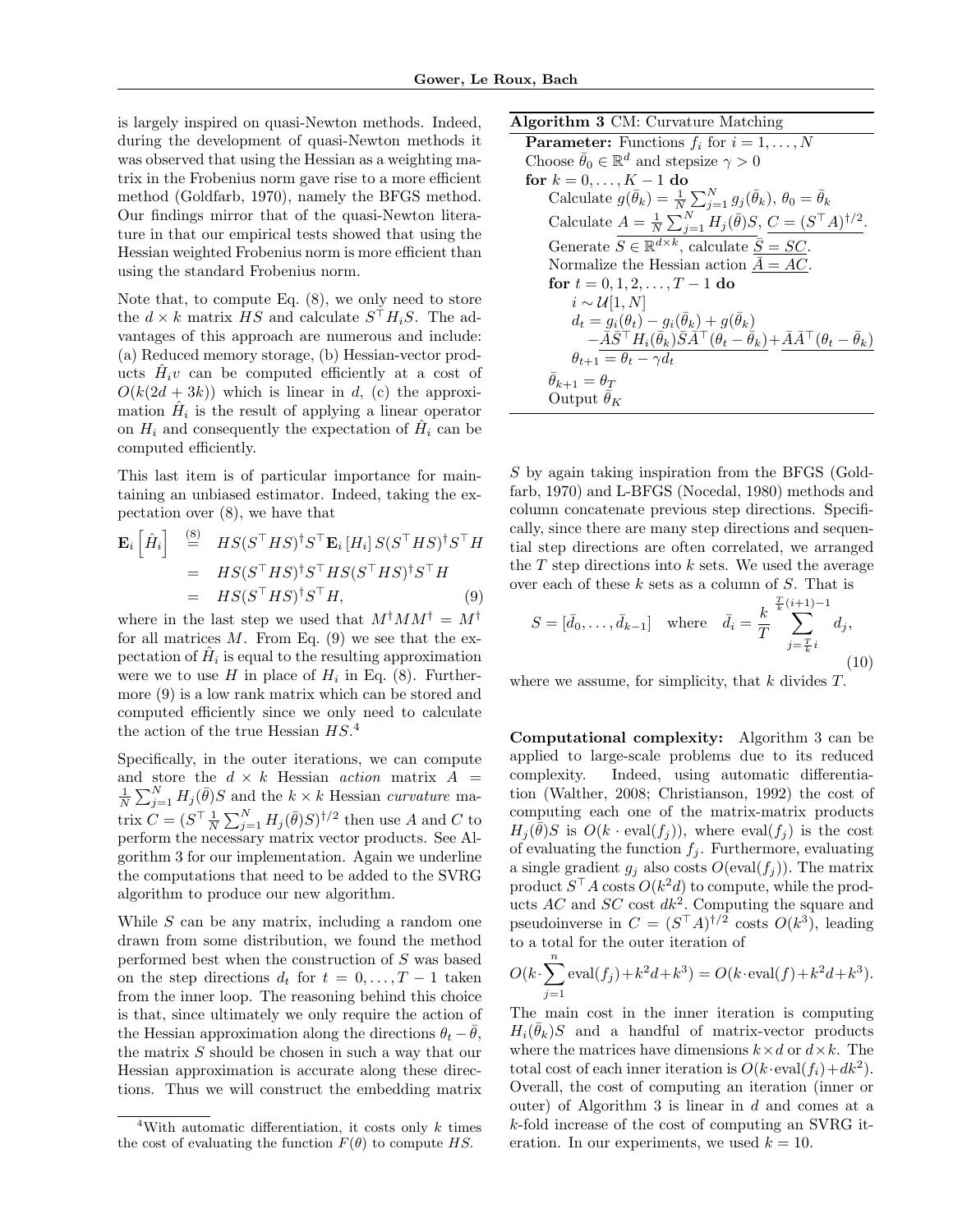is largely inspired on quasi-Newton methods. Indeed, during the development of quasi-Newton methods it was observed that using the Hessian as a weighting matrix in the Frobenius norm gave rise to a more efficient method (Goldfarb, 1970), namely the BFGS method. Our findings mirror that of the quasi-Newton literature in that our empirical tests showed that using the Hessian weighted Frobenius norm is more efficient than using the standard Frobenius norm.

Note that, to compute Eq. (8), we only need to store the $d \times k$ matrix $HS$ and calculate $S^\top H_i S$. The advantages of this approach are numerous and include: (a) Reduced memory storage, (b) Hessian-vector products $\hat{H}_i v$ can be computed efficiently at a cost of $O(k(2d+3k))$ which is linear in $d$, (c) the approximation $\hat{H}_i$ is the result of applying a linear operator on $H_i$ and consequently the expectation of $\hat{H}_i$ can be computed efficiently.

This last item is of particular importance for maintaining an unbiased estimator. Indeed, taking the expectation over (8), we have that

$$
\begin{aligned}
\mathbf{E}_i\left[\hat{H}_i\right] &\overset{(8)}{=} HS(S^\top HS)^\dagger S^\top \mathbf{E}_i\left[H_i\right] S(S^\top HS)^\dagger S^\top H \\
&= HS(S^\top HS)^\dagger S^\top HS(S^\top HS)^\dagger S^\top H \\
&= HS(S^\top HS)^\dagger S^\top H, \qquad (9)
\end{aligned}
$$

where in the last step we used that $M^\dagger M M^\dagger = M^\dagger$ for all matrices $M$. From Eq. (9) we see that the expectation of $\hat{H}_i$ is equal to the resulting approximation were we to use $H$ in place of $H_i$ in Eq. (8). Furthermore (9) is a low rank matrix which can be stored and computed efficiently since we only need to calculate the action of the true Hessian $HS$.[4]

Specifically, in the outer iterations, we can compute and store the $d \times k$ Hessian *action* matrix $A = \frac{1}{N}\sum_{j=1}^N H_j(\bar{\theta})S$ and the $k \times k$ Hessian *curvature* matrix $C = (S^\top \frac{1}{N}\sum_{j=1}^N H_j(\bar{\theta})S)^{\dagger/2}$ then use $A$ and $C$ to perform the necessary matrix vector products. See Algorithm 3 for our implementation. Again we underline the computations that need to be added to the SVRG algorithm to produce our new algorithm.

While $S$ can be any matrix, including a random one drawn from some distribution, we found the method performed best when the construction of $S$ was based on the step directions $d_t$ for $t = 0, \ldots, T-1$ taken from the inner loop. The reasoning behind this choice is that, since ultimately we only require the action of the Hessian approximation along the directions $\theta_t - \bar{\theta}$, the matrix $S$ should be chosen in such a way that our Hessian approximation is accurate along these directions. Thus we will construct the embedding matrix $S$ by again taking inspiration from the BFGS (Goldfarb, 1970) and L-BFGS (Nocedal, 1980) methods and column concatenate previous step directions. Specifically, since there are many step directions and sequential step directions are often correlated, we arranged the $T$ step directions into $k$ sets. We used the average over each of these $k$ sets as a column of $S$. That is

$$
S = [\bar{d}_0, \ldots, \bar{d}_{k-1}] \quad \text{where} \quad \bar{d}_i = \frac{k}{T}\sum_{j=\frac{T}{k}i}^{\frac{T}{k}(i+1)-1} d_j, \qquad (10)
$$

where we assume, for simplicity, that $k$ divides $T$.

**Algorithm 3** CM: Curvature Matching

**Parameter:** Functions $f_i$ for $i = 1, \ldots, N$
Choose $\bar{\theta}_0 \in \mathbb{R}^d$ and stepsize $\gamma > 0$
**for** $k = 0, \ldots, K-1$ **do**
  Calculate $g(\bar{\theta}_k) = \frac{1}{N}\sum_{j=1}^N g_j(\bar{\theta}_k)$, $\theta_0 = \bar{\theta}_k$
  Calculate $\underline{A = \frac{1}{N}\sum_{j=1}^N H_j(\bar{\theta})S}$, $\underline{C = (S^\top A)^{\dagger/2}}$.
  Generate $\underline{S \in \mathbb{R}^{d\times k}}$, calculate $\underline{\bar{S} = SC}$.
  Normalize the Hessian action $\underline{\bar{A} = AC}$.
  **for** $t = 0, 1, 2, \ldots, T-1$ **do**
    $i \sim \mathcal{U}[1, N]$
    $d_t = g_i(\theta_t) - g_i(\bar{\theta}_k) + g(\bar{\theta}_k)$
      $\underline{-\bar{A}\bar{S}^\top H_i(\bar{\theta}_k)\bar{S}\bar{A}^\top(\theta_t - \bar{\theta}_k) + \bar{A}\bar{A}^\top(\theta_t - \bar{\theta}_k)}$
    $\theta_{t+1} = \theta_t - \gamma d_t$
  $\bar{\theta}_{k+1} = \theta_T$
  Output $\bar{\theta}_K$

**Computational complexity:** Algorithm 3 can be applied to large-scale problems due to its reduced complexity. Indeed, using automatic differentiation (Walther, 2008; Christianson, 1992) the cost of computing each one of the matrix-matrix products $H_j(\bar{\theta})S$ is $O(k \cdot \mathrm{eval}(f_j))$, where $\mathrm{eval}(f_j)$ is the cost of evaluating the function $f_j$. Furthermore, evaluating a single gradient $g_j$ also costs $O(\mathrm{eval}(f_j))$. The matrix product $S^\top A$ costs $O(k^2 d)$ to compute, while the products $AC$ and $SC$ cost $dk^2$. Computing the square and pseudoinverse in $C = (S^\top A)^{\dagger/2}$ costs $O(k^3)$, leading to a total for the outer iteration of

$$
O(k \cdot \sum_{j=1}^n \mathrm{eval}(f_j) + k^2 d + k^3) = O(k \cdot \mathrm{eval}(f) + k^2 d + k^3).
$$

The main cost in the inner iteration is computing $H_i(\bar{\theta}_k)S$ and a handful of matrix-vector products where the matrices have dimensions $k \times d$ or $d \times k$. The total cost of each inner iteration is $O(k \cdot \mathrm{eval}(f_i) + dk^2)$. Overall, the cost of computing an iteration (inner or outer) of Algorithm 3 is linear in $d$ and comes at a $k$-fold increase of the cost of computing an SVRG iteration. In our experiments, we used $k = 10$.

[4] With automatic differentiation, it costs only $k$ times the cost of evaluating the function $F(\theta)$ to compute $HS$.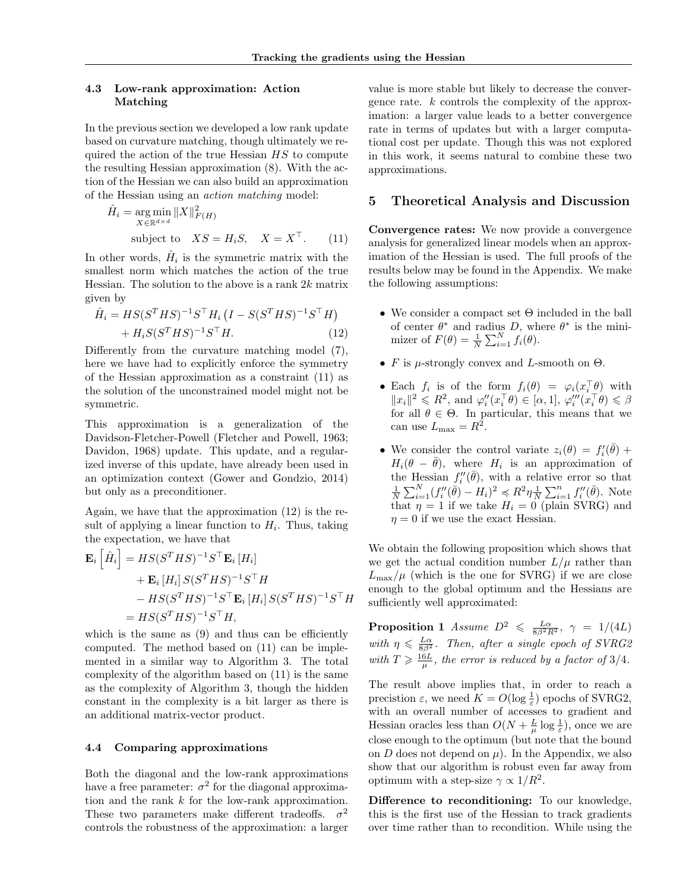### 4.3 Low-rank approximation: Action Matching

In the previous section we developed a low rank update based on curvature matching, though ultimately we required the action of the true Hessian $HS$ to compute the resulting Hessian approximation (8). With the action of the Hessian we can also build an approximation of the Hessian using an *action matching* model:

$$\hat{H}_i = \underset{X \in \mathbb{R}^{d\times d}}{\arg\min} \|X\|^2_{F(H)} \quad \text{subject to} \quad XS = H_i S, \quad X = X^\top. \tag{11}$$

In other words, $\hat{H}_i$ is the symmetric matrix with the smallest norm which matches the action of the true Hessian. The solution to the above is a rank $2k$ matrix given by

$$\hat{H}_i = HS(S^THS)^{-1}S^\top H_i\left(I - S(S^THS)^{-1}S^\top H\right) + H_i S(S^THS)^{-1}S^\top H. \tag{12}$$

Differently from the curvature matching model (7), here we have had to explicitly enforce the symmetry of the Hessian approximation as a constraint (11) as the solution of the unconstrained model might not be symmetric.

This approximation is a generalization of the Davidson-Fletcher-Powell (Fletcher and Powell, 1963; Davidon, 1968) update. This update, and a regularized inverse of this update, have already been used in an optimization context (Gower and Gondzio, 2014) but only as a preconditioner.

Again, we have that the approximation (12) is the result of applying a linear function to $H_i$. Thus, taking the expectation, we have that

$$\begin{aligned}
\mathbf{E}_i\left[\hat{H}_i\right] &= HS(S^THS)^{-1}S^\top \mathbf{E}_i\left[H_i\right] \\
&\quad + \mathbf{E}_i\left[H_i\right]S(S^THS)^{-1}S^\top H \\
&\quad - HS(S^THS)^{-1}S^\top \mathbf{E}_i\left[H_i\right]S(S^THS)^{-1}S^\top H \\
&= HS(S^THS)^{-1}S^\top H,
\end{aligned}$$

which is the same as (9) and thus can be efficiently computed. The method based on (11) can be implemented in a similar way to Algorithm 3. The total complexity of the algorithm based on (11) is the same as the complexity of Algorithm 3, though the hidden constant in the complexity is a bit larger as there is an additional matrix-vector product.

### 4.4 Comparing approximations

Both the diagonal and the low-rank approximations have a free parameter: $\sigma^2$ for the diagonal approximation and the rank $k$ for the low-rank approximation. These two parameters make different tradeoffs. $\sigma^2$ controls the robustness of the approximation: a larger value is more stable but likely to decrease the convergence rate. $k$ controls the complexity of the approximation: a larger value leads to a better convergence rate in terms of updates but with a larger computational cost per update. Though this was not explored in this work, it seems natural to combine these two approximations.

## 5 Theoretical Analysis and Discussion

**Convergence rates:** We now provide a convergence analysis for generalized linear models when an approximation of the Hessian is used. The full proofs of the results below may be found in the Appendix. We make the following assumptions:

- We consider a compact set $\Theta$ included in the ball of center $\theta^*$ and radius $D$, where $\theta^*$ is the minimizer of $F(\theta) = \frac{1}{N}\sum_{i=1}^N f_i(\theta)$.
- $F$ is $\mu$-strongly convex and $L$-smooth on $\Theta$.
- Each $f_i$ is of the form $f_i(\theta) = \varphi_i(x_i^\top\theta)$ with $\|x_i\|^2 \leqslant R^2$, and $\varphi_i''(x_i^\top\theta) \in [\alpha, 1]$, $\varphi_i'''(x_i^\top\theta) \leqslant \beta$ for all $\theta \in \Theta$. In particular, this means that we can use $L_{\max} = R^2$.
- We consider the control variate $z_i(\theta) = f_i'(\bar\theta) + H_i(\theta - \bar\theta)$, where $H_i$ is an approximation of the Hessian $f_i''(\bar\theta)$, with a relative error so that $\frac{1}{N}\sum_{i=1}^N (f_i''(\bar\theta) - H_i)^2 \preccurlyeq R^2\eta\frac{1}{N}\sum_{i=1}^n f_i''(\bar\theta)$. Note that $\eta = 1$ if we take $H_i = 0$ (plain SVRG) and $\eta = 0$ if we use the exact Hessian.

We obtain the following proposition which shows that we get the actual condition number $L/\mu$ rather than $L_{\max}/\mu$ (which is the one for SVRG) if we are close enough to the global optimum and the Hessians are sufficiently well approximated:

**Proposition 1** *Assume $D^2 \leqslant \frac{L\alpha}{8\beta^2R^2}$, $\gamma = 1/(4L)$ with $\eta \leqslant \frac{L\alpha}{8\beta^2}$. Then, after a single epoch of SVRG2 with $T \geqslant \frac{16L}{\mu}$, the error is reduced by a factor of $3/4$.*

The result above implies that, in order to reach a precistion $\varepsilon$, we need $K = O(\log\frac{1}{\varepsilon})$ epochs of SVRG2, with an overall number of accesses to gradient and Hessian oracles less than $O(N + \frac{L}{\mu}\log\frac{1}{\varepsilon})$, once we are close enough to the optimum (but note that the bound on $D$ does not depend on $\mu$). In the Appendix, we also show that our algorithm is robust even far away from optimum with a step-size $\gamma \propto 1/R^2$.

**Difference to reconditioning:** To our knowledge, this is the first use of the Hessian to track gradients over time rather than to recondition. While using the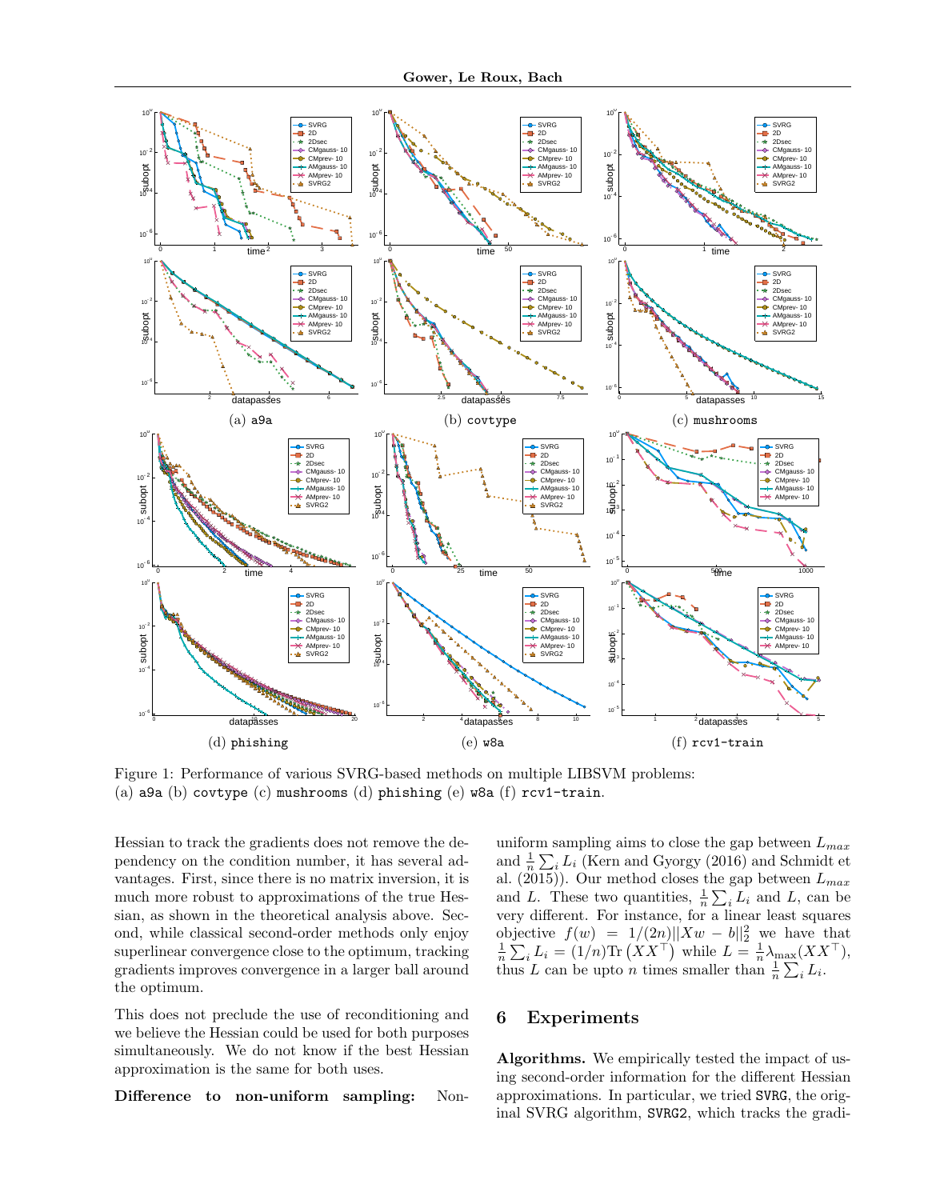(a) a9a

(b) covtype

(c) mushrooms

(d) phishing

(e) w8a

(f) rcv1-train

Figure 1: Performance of various SVRG-based methods on multiple LIBSVM problems: (a) a9a (b) covtype (c) mushrooms (d) phishing (e) w8a (f) rcv1-train.

Hessian to track the gradients does not remove the dependency on the condition number, it has several advantages. First, since there is no matrix inversion, it is much more robust to approximations of the true Hessian, as shown in the theoretical analysis above. Second, while classical second-order methods only enjoy superlinear convergence close to the optimum, tracking gradients improves convergence in a larger ball around the optimum.

This does not preclude the use of reconditioning and we believe the Hessian could be used for both purposes simultaneously. We do not know if the best Hessian approximation is the same for both uses.

**Difference to non-uniform sampling:** Non-uniform sampling aims to close the gap between $L_{max}$ and $\frac{1}{n}\sum_i L_i$ (Kern and Gyorgy (2016) and Schmidt et al. (2015)). Our method closes the gap between $L_{max}$ and $L$. These two quantities, $\frac{1}{n}\sum_i L_i$ and $L$, can be very different. For instance, for a linear least squares objective $f(w) = 1/(2n)||Xw - b||_2^2$ we have that $\frac{1}{n}\sum_i L_i = (1/n)\text{Tr}\left(XX^\top\right)$ while $L = \frac{1}{n}\lambda_{\max}(XX^\top)$, thus $L$ can be upto $n$ times smaller than $\frac{1}{n}\sum_i L_i$.

## 6 Experiments

**Algorithms.** We empirically tested the impact of using second-order information for the different Hessian approximations. In particular, we tried SVRG, the original SVRG algorithm, SVRG2, which tracks the gradi-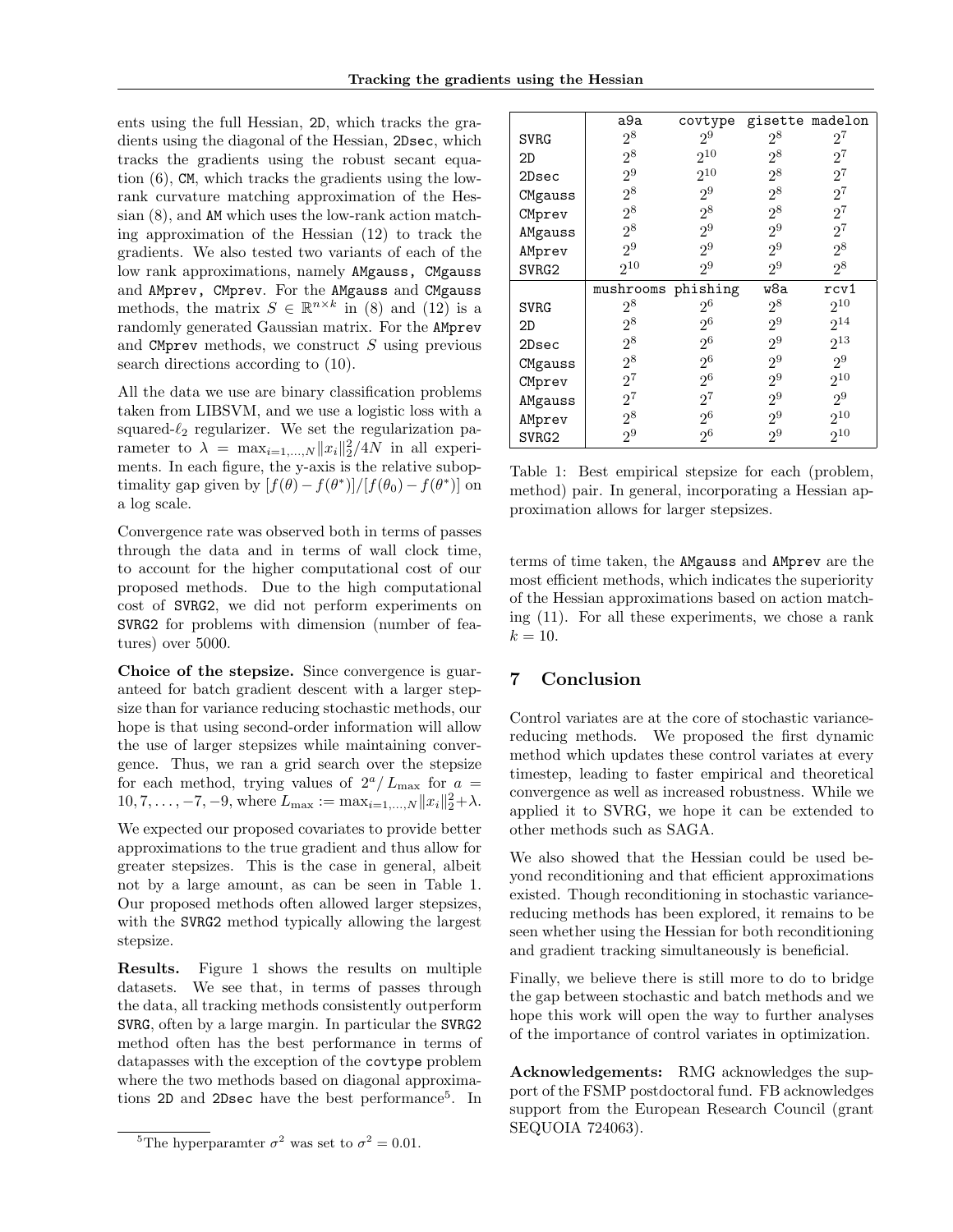ents using the full Hessian, `2D`, which tracks the gradients using the diagonal of the Hessian, `2Dsec`, which tracks the gradients using the robust secant equation (6), `CM`, which tracks the gradients using the low-rank curvature matching approximation of the Hessian (8), and `AM` which uses the low-rank action matching approximation of the Hessian (12) to track the gradients. We also tested two variants of each of the low rank approximations, namely `AMgauss, CMgauss` and `AMprev, CMprev`. For the `AMgauss` and `CMgauss` methods, the matrix $S \in \mathbb{R}^{n \times k}$ in (8) and (12) is a randomly generated Gaussian matrix. For the `AMprev` and `CMprev` methods, we construct $S$ using previous search directions according to (10).

All the data we use are binary classification problems taken from LIBSVM, and we use a logistic loss with a squared-$\ell_2$ regularizer. We set the regularization parameter to $\lambda = \max_{i=1,\dots,N} \|x_i\|_2^2 / 4N$ in all experiments. In each figure, the y-axis is the relative suboptimality gap given by $[f(\theta) - f(\theta^*)]/[f(\theta_0) - f(\theta^*)]$ on a log scale.

Convergence rate was observed both in terms of passes through the data and in terms of wall clock time, to account for the higher computational cost of our proposed methods. Due to the high computational cost of `SVRG2`, we did not perform experiments on `SVRG2` for problems with dimension (number of features) over 5000.

**Choice of the stepsize.** Since convergence is guaranteed for batch gradient descent with a larger stepsize than for variance reducing stochastic methods, our hope is that using second-order information will allow the use of larger stepsizes while maintaining convergence. Thus, we ran a grid search over the stepsize for each method, trying values of $2^a / L_{\max}$ for $a = 10, 7, \dots, -7, -9$, where $L_{\max} := \max_{i=1,\dots,N} \|x_i\|_2^2 + \lambda$.

We expected our proposed covariates to provide better approximations to the true gradient and thus allow for greater stepsizes. This is the case in general, albeit not by a large amount, as can be seen in Table 1. Our proposed methods often allowed larger stepsizes, with the `SVRG2` method typically allowing the largest stepsize.

**Results.** Figure 1 shows the results on multiple datasets. We see that, in terms of passes through the data, all tracking methods consistently outperform `SVRG`, often by a large margin. In particular the `SVRG2` method often has the best performance in terms of datapasses with the exception of the `covtype` problem where the two methods based on diagonal approximations `2D` and `2Dsec` have the best performance[5]. In terms of time taken, the `AMgauss` and `AMprev` are the most efficient methods, which indicates the superiority of the Hessian approximations based on action matching (11). For all these experiments, we chose a rank $k = 10$.

|  | a9a | covtype | gisette | madelon |
|---|---|---|---|---|
| SVRG | $2^8$ | $2^9$ | $2^8$ | $2^7$ |
| 2D | $2^8$ | $2^{10}$ | $2^8$ | $2^7$ |
| 2Dsec | $2^9$ | $2^{10}$ | $2^8$ | $2^7$ |
| CMgauss | $2^8$ | $2^9$ | $2^8$ | $2^7$ |
| CMprev | $2^8$ | $2^8$ | $2^8$ | $2^7$ |
| AMgauss | $2^8$ | $2^9$ | $2^9$ | $2^7$ |
| AMprev | $2^9$ | $2^9$ | $2^9$ | $2^8$ |
| SVRG2 | $2^{10}$ | $2^9$ | $2^9$ | $2^8$ |
|  | **mushrooms** | **phishing** | **w8a** | **rcv1** |
| SVRG | $2^8$ | $2^6$ | $2^8$ | $2^{10}$ |
| 2D | $2^8$ | $2^6$ | $2^9$ | $2^{14}$ |
| 2Dsec | $2^8$ | $2^6$ | $2^9$ | $2^{13}$ |
| CMgauss | $2^8$ | $2^6$ | $2^9$ | $2^9$ |
| CMprev | $2^7$ | $2^6$ | $2^9$ | $2^{10}$ |
| AMgauss | $2^7$ | $2^7$ | $2^9$ | $2^9$ |
| AMprev | $2^8$ | $2^6$ | $2^9$ | $2^{10}$ |
| SVRG2 | $2^9$ | $2^6$ | $2^9$ | $2^{10}$ |

Table 1: Best empirical stepsize for each (problem, method) pair. In general, incorporating a Hessian approximation allows for larger stepsizes.

## 7 Conclusion

Control variates are at the core of stochastic variance-reducing methods. We proposed the first dynamic method which updates these control variates at every timestep, leading to faster empirical and theoretical convergence as well as increased robustness. While we applied it to SVRG, we hope it can be extended to other methods such as SAGA.

We also showed that the Hessian could be used beyond reconditioning and that efficient approximations existed. Though reconditioning in stochastic variance-reducing methods has been explored, it remains to be seen whether using the Hessian for both reconditioning and gradient tracking simultaneously is beneficial.

Finally, we believe there is still more to do to bridge the gap between stochastic and batch methods and we hope this work will open the way to further analyses of the importance of control variates in optimization.

**Acknowledgements:** RMG acknowledges the support of the FSMP postdoctoral fund. FB acknowledges support from the European Research Council (grant SEQUOIA 724063).

[5] The hyperparamter $\sigma^2$ was set to $\sigma^2 = 0.01$.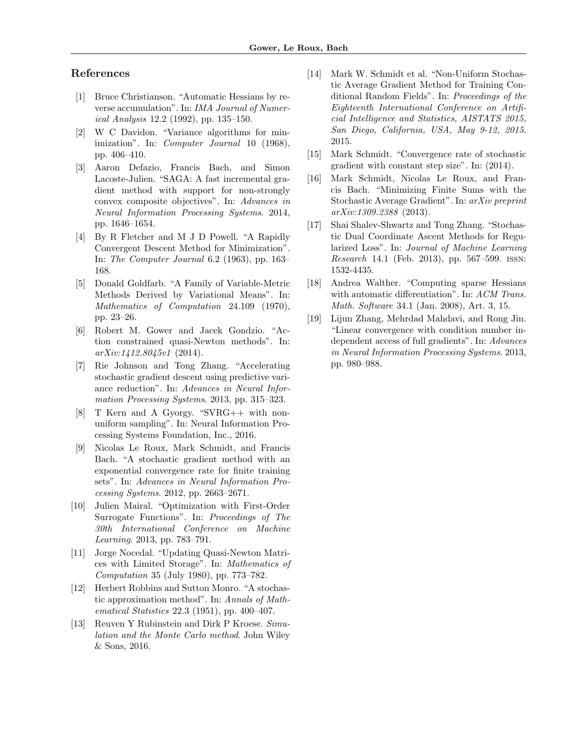## References

[1] Bruce Christianson. "Automatic Hessians by reverse accumulation". In: *IMA Journal of Numerical Analysis* 12.2 (1992), pp. 135–150.

[2] W C Davidon. "Variance algorithms for minimization". In: *Computer Journal* 10 (1968), pp. 406–410.

[3] Aaron Defazio, Francis Bach, and Simon Lacoste-Julien. "SAGA: A fast incremental gradient method with support for non-strongly convex composite objectives". In: *Advances in Neural Information Processing Systems*. 2014, pp. 1646–1654.

[4] By R Fletcher and M J D Powell. "A Rapidly Convergent Descent Method for Minimization". In: *The Computer Journal* 6.2 (1963), pp. 163–168.

[5] Donald Goldfarb. "A Family of Variable-Metric Methods Derived by Variational Means". In: *Mathematics of Computation* 24.109 (1970), pp. 23–26.

[6] Robert M. Gower and Jacek Gondzio. "Action constrained quasi-Newton methods". In: *arXiv:1412.8045v1* (2014).

[7] Rie Johnson and Tong Zhang. "Accelerating stochastic gradient descent using predictive variance reduction". In: *Advances in Neural Information Processing Systems*. 2013, pp. 315–323.

[8] T Kern and A Gyorgy. "SVRG++ with nonuniform sampling". In: Neural Information Processing Systems Foundation, Inc., 2016.

[9] Nicolas Le Roux, Mark Schmidt, and Francis Bach. "A stochastic gradient method with an exponential convergence rate for finite training sets". In: *Advances in Neural Information Processing Systems*. 2012, pp. 2663–2671.

[10] Julien Mairal. "Optimization with First-Order Surrogate Functions". In: *Proceedings of The 30th International Conference on Machine Learning*. 2013, pp. 783–791.

[11] Jorge Nocedal. "Updating Quasi-Newton Matrices with Limited Storage". In: *Mathematics of Computation* 35 (July 1980), pp. 773–782.

[12] Herbert Robbins and Sutton Monro. "A stochastic approximation method". In: *Annals of Mathematical Statistics* 22.3 (1951), pp. 400–407.

[13] Reuven Y Rubinstein and Dirk P Kroese. *Simulation and the Monte Carlo method*. John Wiley & Sons, 2016.

[14] Mark W. Schmidt et al. "Non-Uniform Stochastic Average Gradient Method for Training Conditional Random Fields". In: *Proceedings of the Eighteenth International Conference on Artificial Intelligence and Statistics, AISTATS 2015, San Diego, California, USA, May 9-12, 2015*. 2015.

[15] Mark Schmidt. "Convergence rate of stochastic gradient with constant step size". In: (2014).

[16] Mark Schmidt, Nicolas Le Roux, and Francis Bach. "Minimizing Finite Sums with the Stochastic Average Gradient". In: *arXiv preprint arXiv:1309.2388* (2013).

[17] Shai Shalev-Shwartz and Tong Zhang. "Stochastic Dual Coordinate Ascent Methods for Regularized Loss". In: *Journal of Machine Learning Research* 14.1 (Feb. 2013), pp. 567–599. ISSN: 1532-4435.

[18] Andrea Walther. "Computing sparse Hessians with automatic differentiation". In: *ACM Trans. Math. Software* 34.1 (Jan. 2008), Art. 3, 15.

[19] Lijun Zhang, Mehrdad Mahdavi, and Rong Jin. "Linear convergence with condition number independent access of full gradients". In: *Advances in Neural Information Processing Systems*. 2013, pp. 980–988.